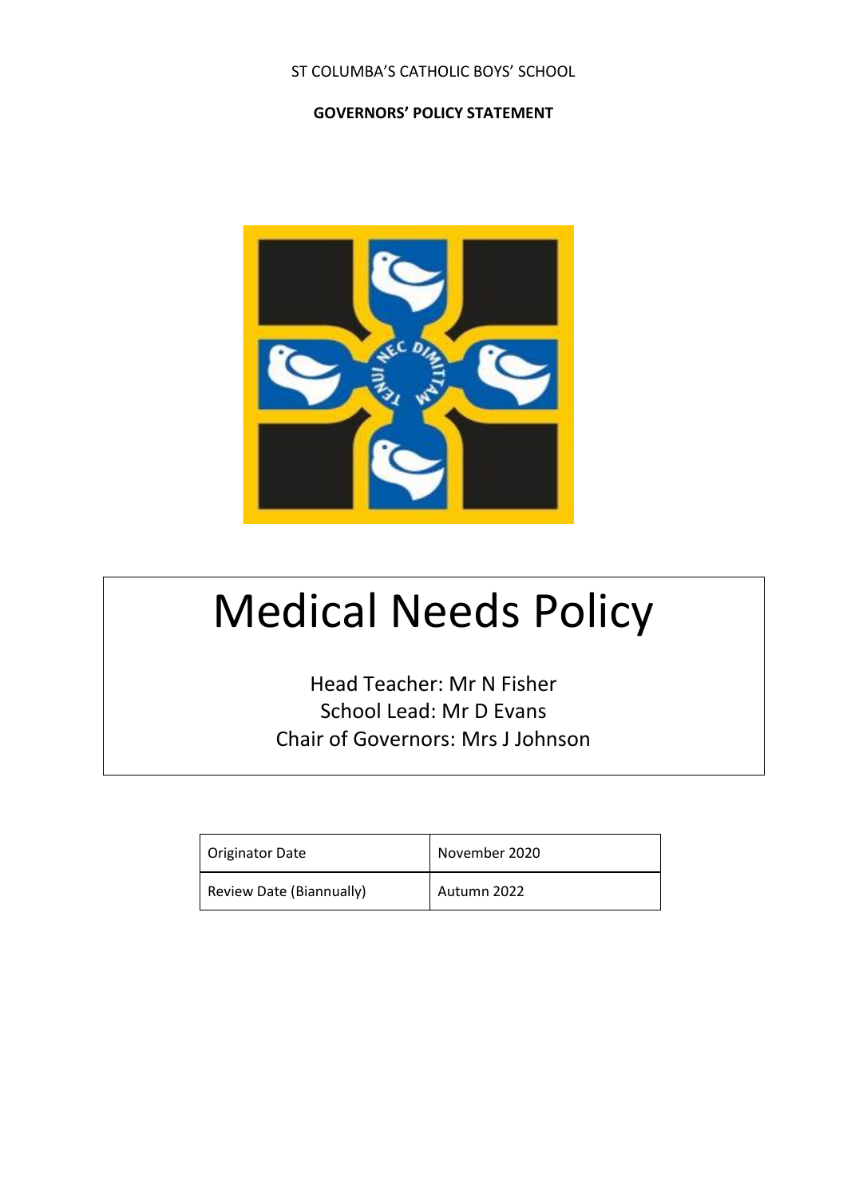ST COLUMBA'S CATHOLIC BOYS' SCHOOL

**GOVERNORS' POLICY STATEMENT**

# Medical Needs Policy

Head Teacher: Mr N Fisher
School Lead: Mr D Evans
Chair of Governors: Mrs J Johnson

| Originator Date | November 2020 |
| --- | --- |
| Review Date (Biannually) | Autumn 2022 |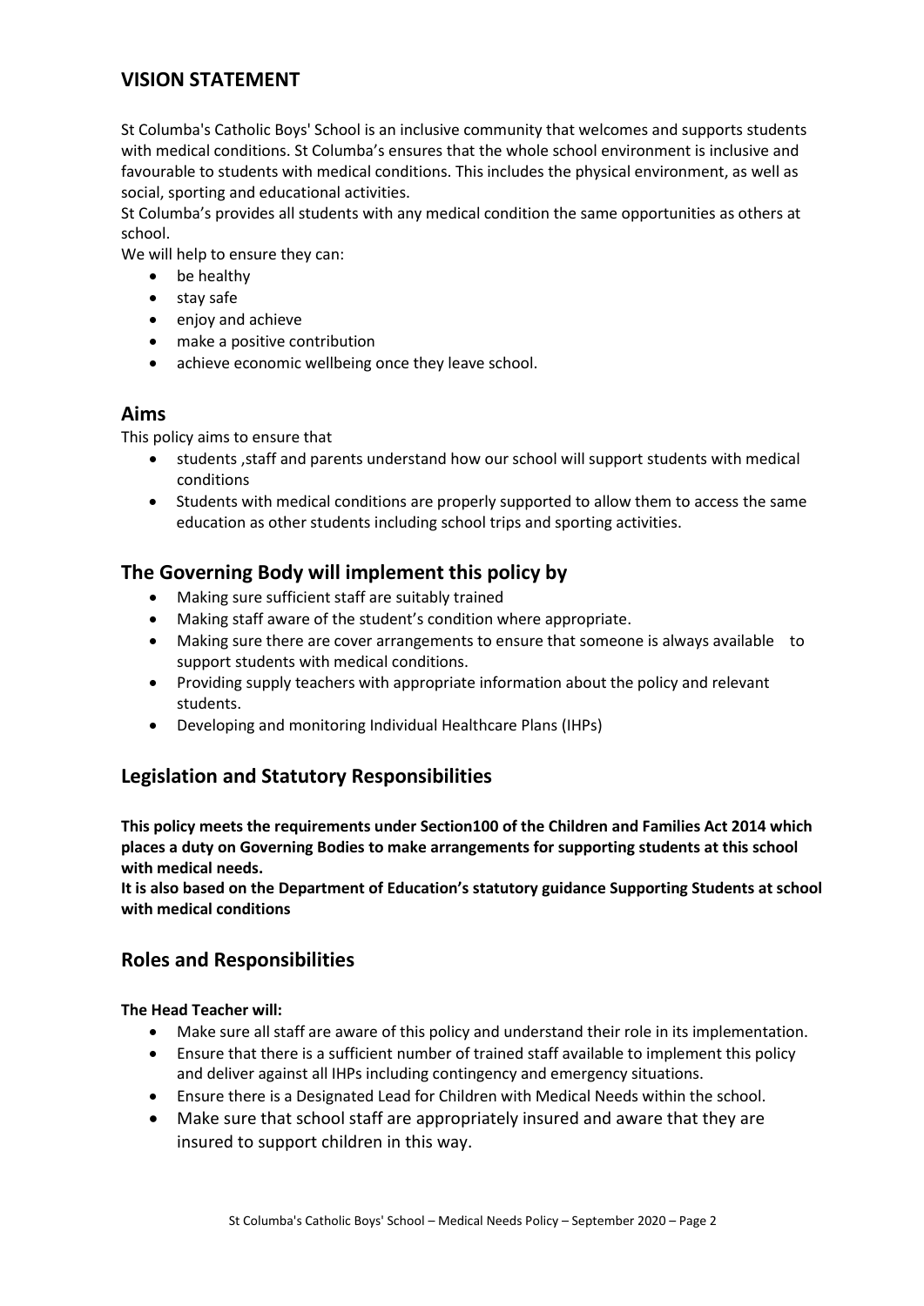## VISION STATEMENT

St Columba's Catholic Boys' School is an inclusive community that welcomes and supports students with medical conditions. St Columba's ensures that the whole school environment is inclusive and favourable to students with medical conditions. This includes the physical environment, as well as social, sporting and educational activities.

St Columba's provides all students with any medical condition the same opportunities as others at school.

We will help to ensure they can:

- be healthy
- stay safe
- enjoy and achieve
- make a positive contribution
- achieve economic wellbeing once they leave school.

## Aims

This policy aims to ensure that

- students ,staff and parents understand how our school will support students with medical conditions
- Students with medical conditions are properly supported to allow them to access the same education as other students including school trips and sporting activities.

## The Governing Body will implement this policy by

- Making sure sufficient staff are suitably trained
- Making staff aware of the student's condition where appropriate.
- Making sure there are cover arrangements to ensure that someone is always available to support students with medical conditions.
- Providing supply teachers with appropriate information about the policy and relevant students.
- Developing and monitoring Individual Healthcare Plans (IHPs)

## Legislation and Statutory Responsibilities

**This policy meets the requirements under Section100 of the Children and Families Act 2014 which places a duty on Governing Bodies to make arrangements for supporting students at this school with medical needs.**

**It is also based on the Department of Education's statutory guidance Supporting Students at school with medical conditions**

## Roles and Responsibilities

**The Head Teacher will:**

- Make sure all staff are aware of this policy and understand their role in its implementation.
- Ensure that there is a sufficient number of trained staff available to implement this policy and deliver against all IHPs including contingency and emergency situations.
- Ensure there is a Designated Lead for Children with Medical Needs within the school.
- Make sure that school staff are appropriately insured and aware that they are insured to support children in this way.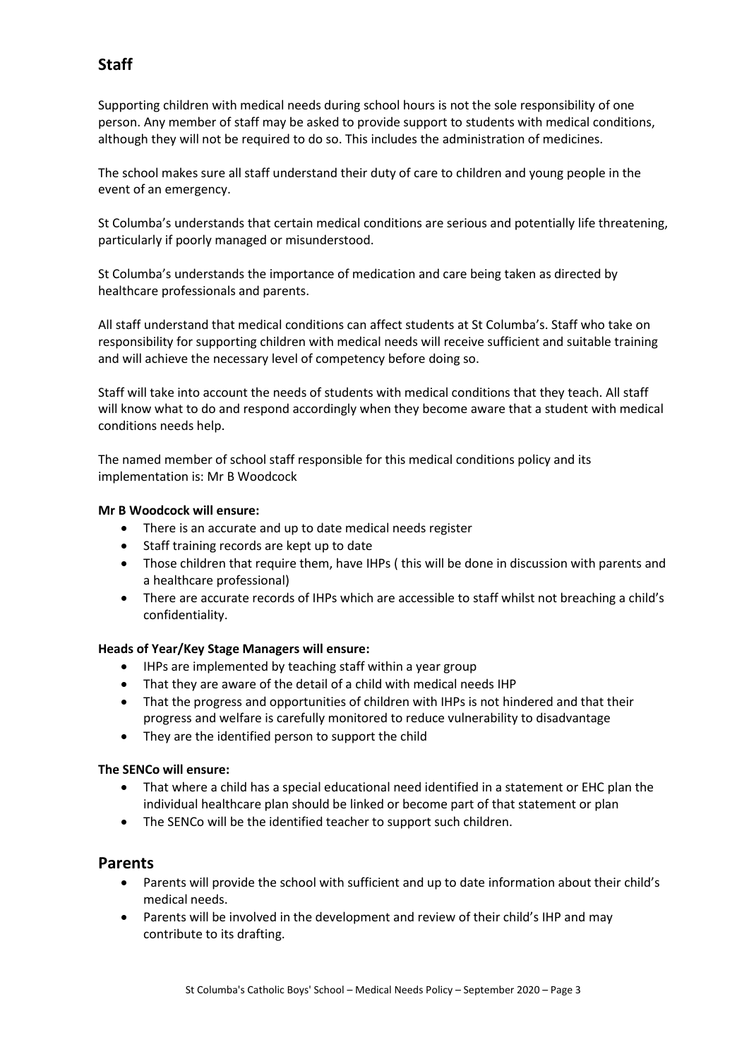## Staff

Supporting children with medical needs during school hours is not the sole responsibility of one person. Any member of staff may be asked to provide support to students with medical conditions, although they will not be required to do so. This includes the administration of medicines.

The school makes sure all staff understand their duty of care to children and young people in the event of an emergency.

St Columba's understands that certain medical conditions are serious and potentially life threatening, particularly if poorly managed or misunderstood.

St Columba's understands the importance of medication and care being taken as directed by healthcare professionals and parents.

All staff understand that medical conditions can affect students at St Columba's. Staff who take on responsibility for supporting children with medical needs will receive sufficient and suitable training and will achieve the necessary level of competency before doing so.

Staff will take into account the needs of students with medical conditions that they teach. All staff will know what to do and respond accordingly when they become aware that a student with medical conditions needs help.

The named member of school staff responsible for this medical conditions policy and its implementation is: Mr B Woodcock

**Mr B Woodcock will ensure:**

- There is an accurate and up to date medical needs register
- Staff training records are kept up to date
- Those children that require them, have IHPs ( this will be done in discussion with parents and a healthcare professional)
- There are accurate records of IHPs which are accessible to staff whilst not breaching a child's confidentiality.

**Heads of Year/Key Stage Managers will ensure:**

- IHPs are implemented by teaching staff within a year group
- That they are aware of the detail of a child with medical needs IHP
- That the progress and opportunities of children with IHPs is not hindered and that their progress and welfare is carefully monitored to reduce vulnerability to disadvantage
- They are the identified person to support the child

**The SENCo will ensure:**

- That where a child has a special educational need identified in a statement or EHC plan the individual healthcare plan should be linked or become part of that statement or plan
- The SENCo will be the identified teacher to support such children.

## Parents

- Parents will provide the school with sufficient and up to date information about their child's medical needs.
- Parents will be involved in the development and review of their child's IHP and may contribute to its drafting.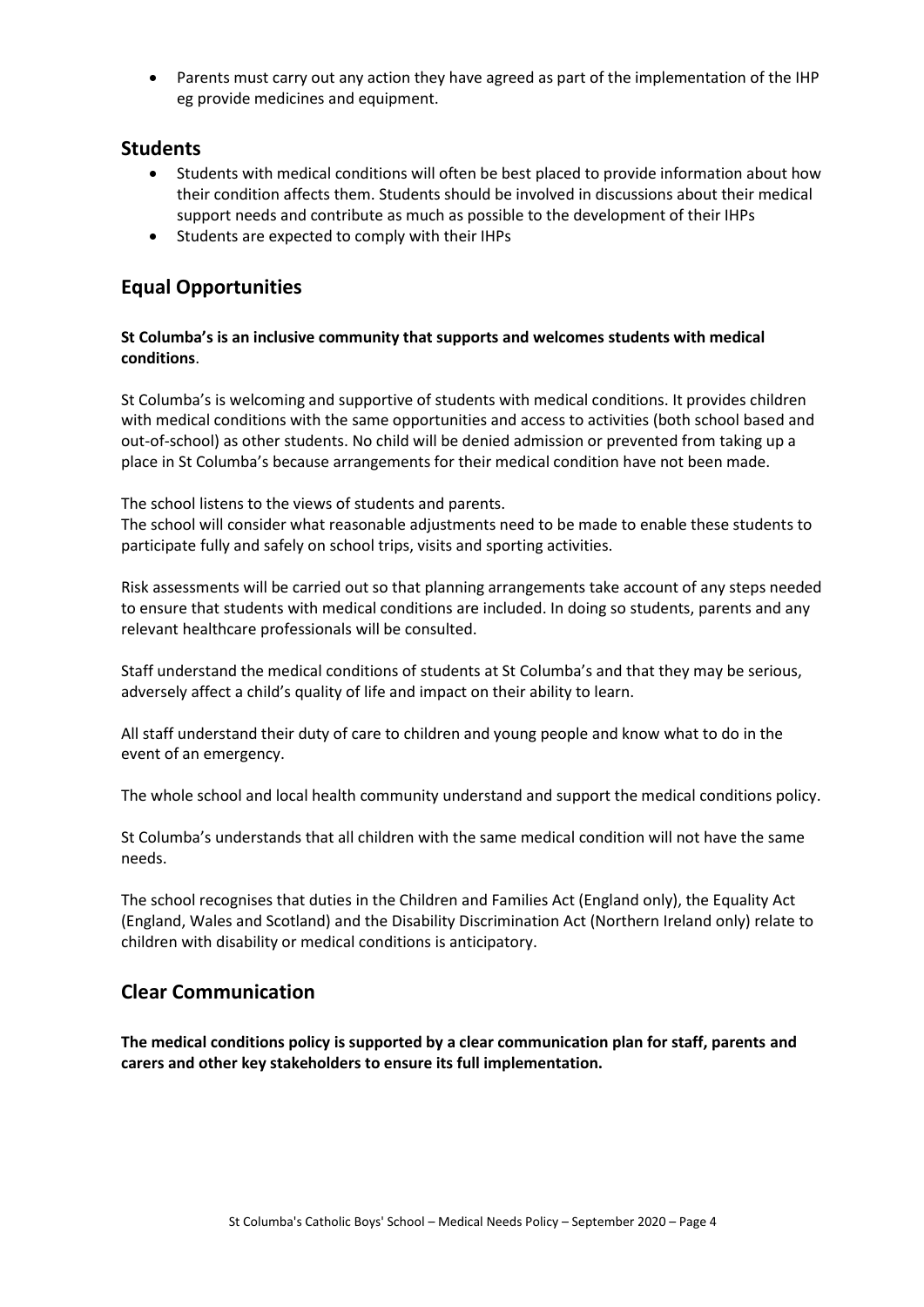- Parents must carry out any action they have agreed as part of the implementation of the IHP eg provide medicines and equipment.

## Students

- Students with medical conditions will often be best placed to provide information about how their condition affects them. Students should be involved in discussions about their medical support needs and contribute as much as possible to the development of their IHPs
- Students are expected to comply with their IHPs

## Equal Opportunities

**St Columba's is an inclusive community that supports and welcomes students with medical conditions**.

St Columba's is welcoming and supportive of students with medical conditions. It provides children with medical conditions with the same opportunities and access to activities (both school based and out-of-school) as other students. No child will be denied admission or prevented from taking up a place in St Columba's because arrangements for their medical condition have not been made.

The school listens to the views of students and parents.
The school will consider what reasonable adjustments need to be made to enable these students to participate fully and safely on school trips, visits and sporting activities.

Risk assessments will be carried out so that planning arrangements take account of any steps needed to ensure that students with medical conditions are included. In doing so students, parents and any relevant healthcare professionals will be consulted.

Staff understand the medical conditions of students at St Columba's and that they may be serious, adversely affect a child's quality of life and impact on their ability to learn.

All staff understand their duty of care to children and young people and know what to do in the event of an emergency.

The whole school and local health community understand and support the medical conditions policy.

St Columba's understands that all children with the same medical condition will not have the same needs.

The school recognises that duties in the Children and Families Act (England only), the Equality Act (England, Wales and Scotland) and the Disability Discrimination Act (Northern Ireland only) relate to children with disability or medical conditions is anticipatory.

## Clear Communication

**The medical conditions policy is supported by a clear communication plan for staff, parents and carers and other key stakeholders to ensure its full implementation.**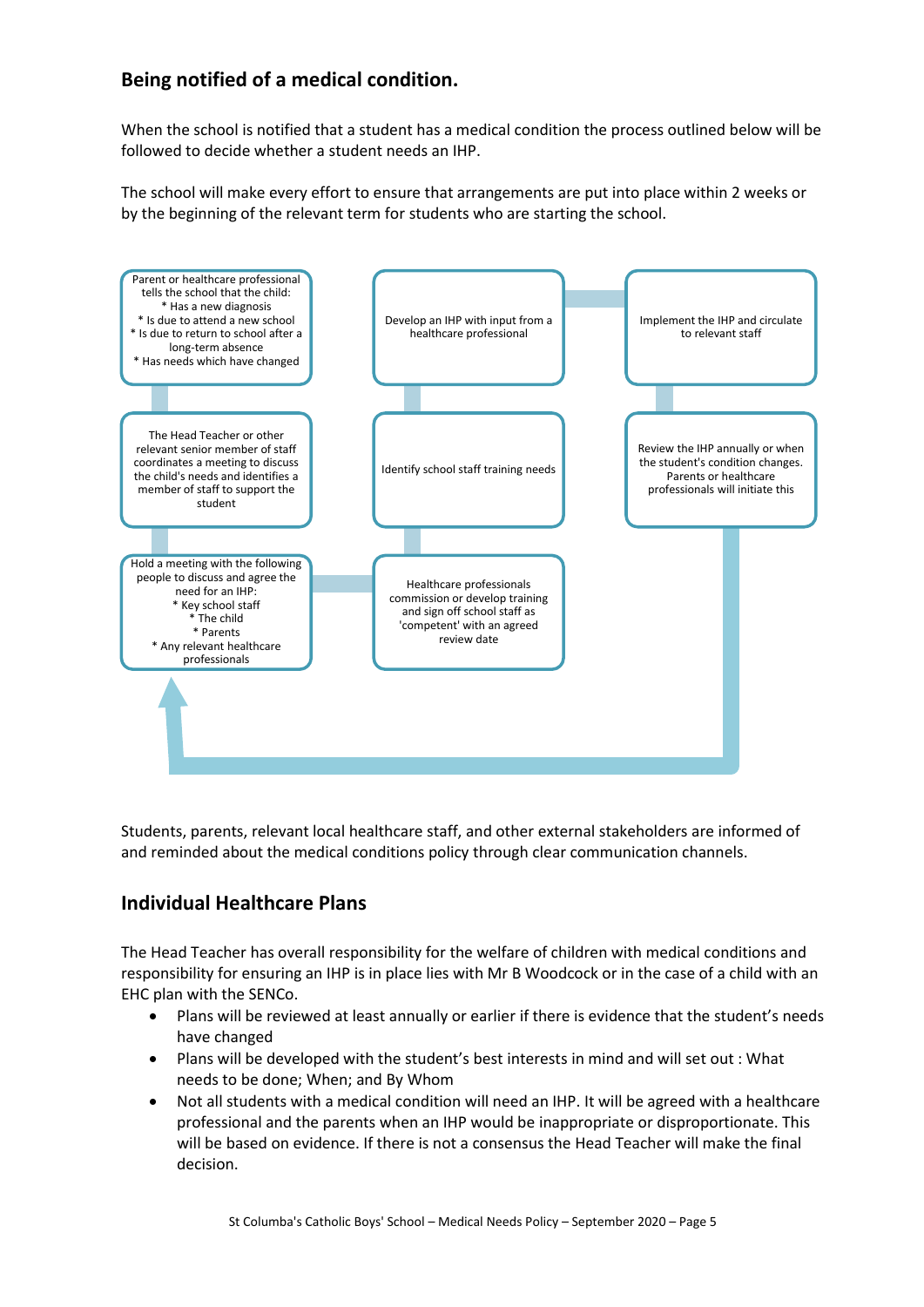## Being notified of a medical condition.

When the school is notified that a student has a medical condition the process outlined below will be followed to decide whether a student needs an IHP.

The school will make every effort to ensure that arrangements are put into place within 2 weeks or by the beginning of the relevant term for students who are starting the school.

Parent or healthcare professional tells the school that the child:
* Has a new diagnosis
* Is due to attend a new school
* Is due to return to school after a long-term absence
* Has needs which have changed

The Head Teacher or other relevant senior member of staff coordinates a meeting to discuss the child's needs and identifies a member of staff to support the student

Hold a meeting with the following people to discuss and agree the need for an IHP:
* Key school staff
* The child
* Parents
* Any relevant healthcare professionals

Healthcare professionals commission or develop training and sign off school staff as 'competent' with an agreed review date

Identify school staff training needs

Develop an IHP with input from a healthcare professional

Implement the IHP and circulate to relevant staff

Review the IHP annually or when the student's condition changes. Parents or healthcare professionals will initiate this

Students, parents, relevant local healthcare staff, and other external stakeholders are informed of and reminded about the medical conditions policy through clear communication channels.

## Individual Healthcare Plans

The Head Teacher has overall responsibility for the welfare of children with medical conditions and responsibility for ensuring an IHP is in place lies with Mr B Woodcock or in the case of a child with an EHC plan with the SENCo.

- Plans will be reviewed at least annually or earlier if there is evidence that the student's needs have changed
- Plans will be developed with the student's best interests in mind and will set out : What needs to be done; When; and By Whom
- Not all students with a medical condition will need an IHP. It will be agreed with a healthcare professional and the parents when an IHP would be inappropriate or disproportionate. This will be based on evidence. If there is not a consensus the Head Teacher will make the final decision.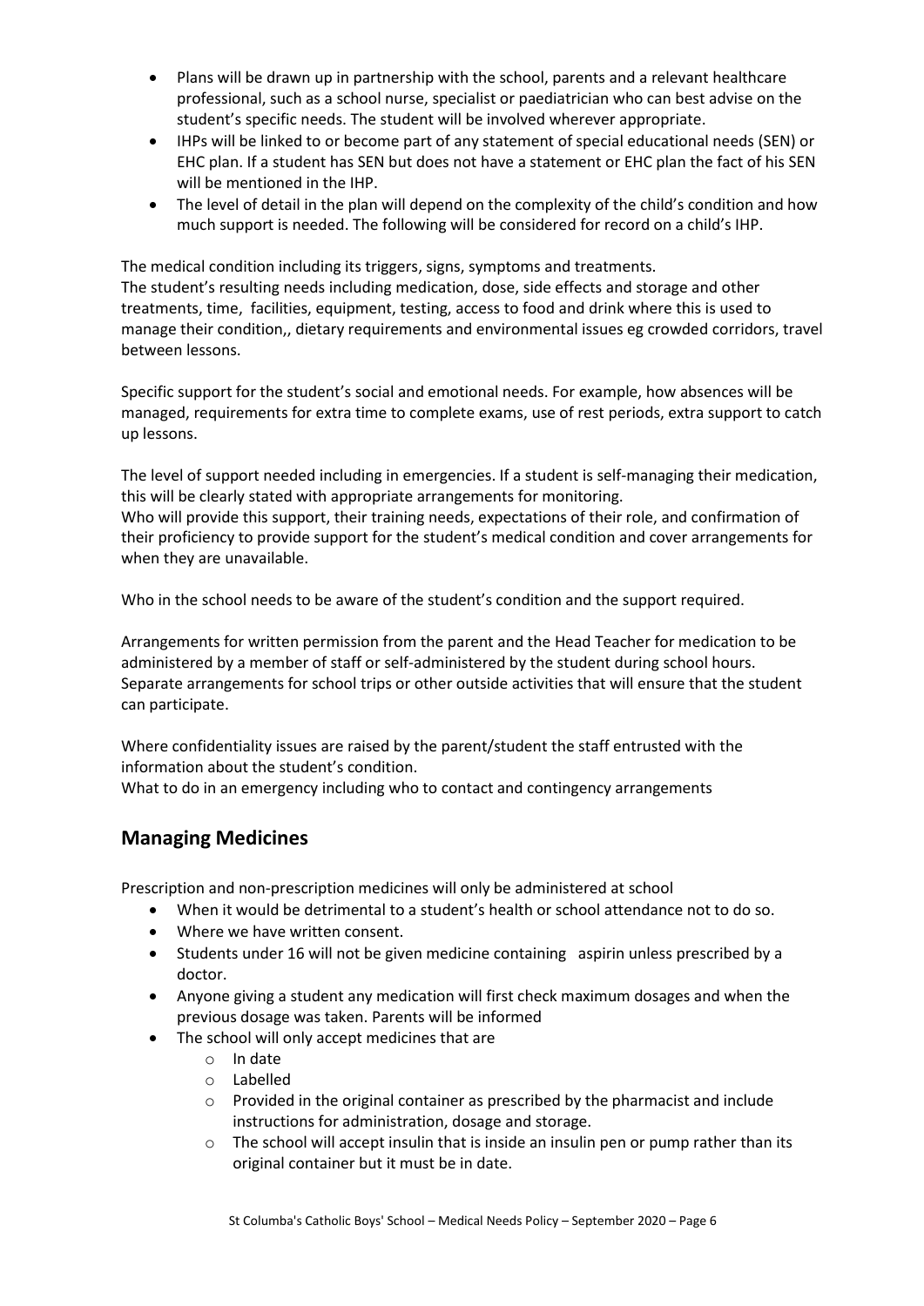- Plans will be drawn up in partnership with the school, parents and a relevant healthcare professional, such as a school nurse, specialist or paediatrician who can best advise on the student's specific needs. The student will be involved wherever appropriate.
- IHPs will be linked to or become part of any statement of special educational needs (SEN) or EHC plan. If a student has SEN but does not have a statement or EHC plan the fact of his SEN will be mentioned in the IHP.
- The level of detail in the plan will depend on the complexity of the child's condition and how much support is needed. The following will be considered for record on a child's IHP.

The medical condition including its triggers, signs, symptoms and treatments.
The student's resulting needs including medication, dose, side effects and storage and other treatments, time, facilities, equipment, testing, access to food and drink where this is used to manage their condition,, dietary requirements and environmental issues eg crowded corridors, travel between lessons.

Specific support for the student's social and emotional needs. For example, how absences will be managed, requirements for extra time to complete exams, use of rest periods, extra support to catch up lessons.

The level of support needed including in emergencies. If a student is self-managing their medication, this will be clearly stated with appropriate arrangements for monitoring.
Who will provide this support, their training needs, expectations of their role, and confirmation of their proficiency to provide support for the student's medical condition and cover arrangements for when they are unavailable.

Who in the school needs to be aware of the student's condition and the support required.

Arrangements for written permission from the parent and the Head Teacher for medication to be administered by a member of staff or self-administered by the student during school hours.
Separate arrangements for school trips or other outside activities that will ensure that the student can participate.

Where confidentiality issues are raised by the parent/student the staff entrusted with the information about the student's condition.
What to do in an emergency including who to contact and contingency arrangements

## Managing Medicines

Prescription and non-prescription medicines will only be administered at school

- When it would be detrimental to a student's health or school attendance not to do so.
- Where we have written consent.
- Students under 16 will not be given medicine containing aspirin unless prescribed by a doctor.
- Anyone giving a student any medication will first check maximum dosages and when the previous dosage was taken. Parents will be informed
- The school will only accept medicines that are
    - In date
    - Labelled
    - Provided in the original container as prescribed by the pharmacist and include instructions for administration, dosage and storage.
    - The school will accept insulin that is inside an insulin pen or pump rather than its original container but it must be in date.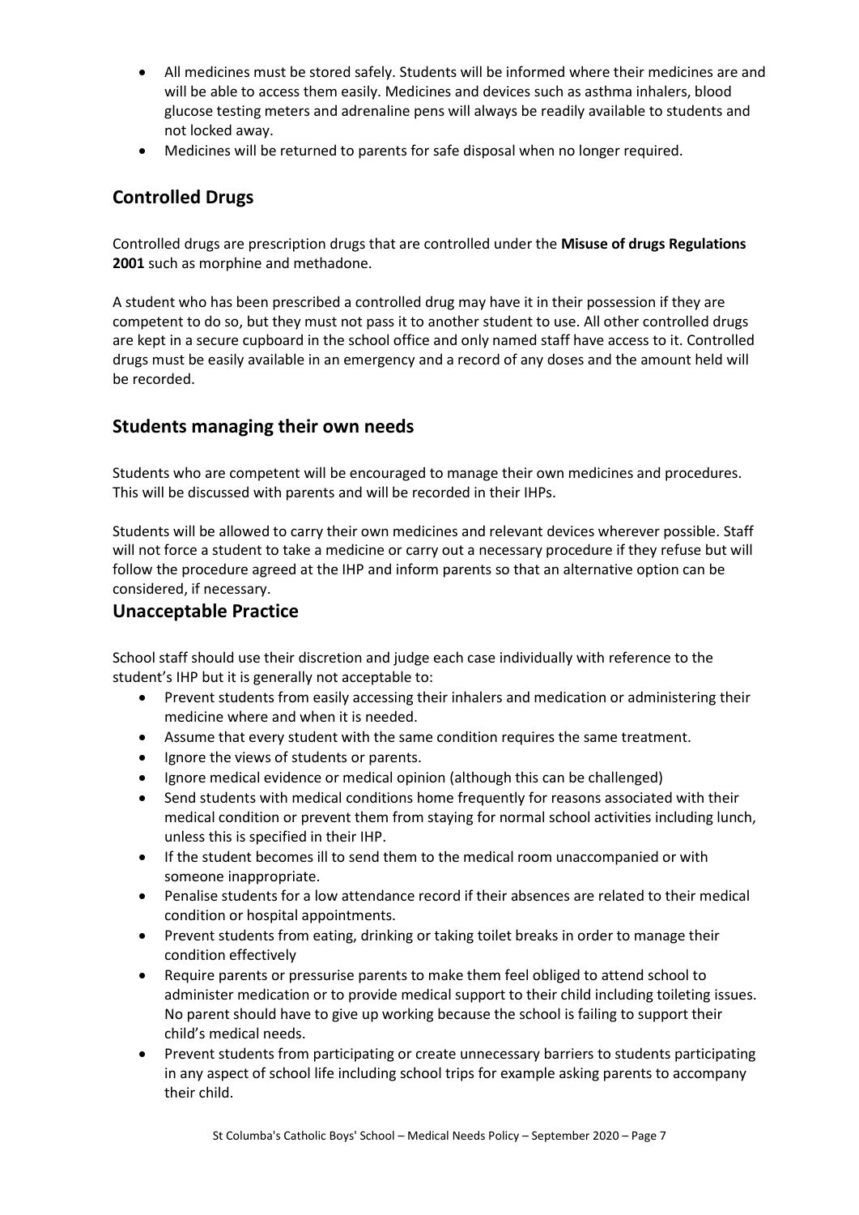- All medicines must be stored safely. Students will be informed where their medicines are and will be able to access them easily. Medicines and devices such as asthma inhalers, blood glucose testing meters and adrenaline pens will always be readily available to students and not locked away.
- Medicines will be returned to parents for safe disposal when no longer required.

## Controlled Drugs

Controlled drugs are prescription drugs that are controlled under the **Misuse of drugs Regulations 2001** such as morphine and methadone.

A student who has been prescribed a controlled drug may have it in their possession if they are competent to do so, but they must not pass it to another student to use. All other controlled drugs are kept in a secure cupboard in the school office and only named staff have access to it. Controlled drugs must be easily available in an emergency and a record of any doses and the amount held will be recorded.

## Students managing their own needs

Students who are competent will be encouraged to manage their own medicines and procedures. This will be discussed with parents and will be recorded in their IHPs.

Students will be allowed to carry their own medicines and relevant devices wherever possible. Staff will not force a student to take a medicine or carry out a necessary procedure if they refuse but will follow the procedure agreed at the IHP and inform parents so that an alternative option can be considered, if necessary.

## Unacceptable Practice

School staff should use their discretion and judge each case individually with reference to the student's IHP but it is generally not acceptable to:

- Prevent students from easily accessing their inhalers and medication or administering their medicine where and when it is needed.
- Assume that every student with the same condition requires the same treatment.
- Ignore the views of students or parents.
- Ignore medical evidence or medical opinion (although this can be challenged)
- Send students with medical conditions home frequently for reasons associated with their medical condition or prevent them from staying for normal school activities including lunch, unless this is specified in their IHP.
- If the student becomes ill to send them to the medical room unaccompanied or with someone inappropriate.
- Penalise students for a low attendance record if their absences are related to their medical condition or hospital appointments.
- Prevent students from eating, drinking or taking toilet breaks in order to manage their condition effectively
- Require parents or pressurise parents to make them feel obliged to attend school to administer medication or to provide medical support to their child including toileting issues. No parent should have to give up working because the school is failing to support their child's medical needs.
- Prevent students from participating or create unnecessary barriers to students participating in any aspect of school life including school trips for example asking parents to accompany their child.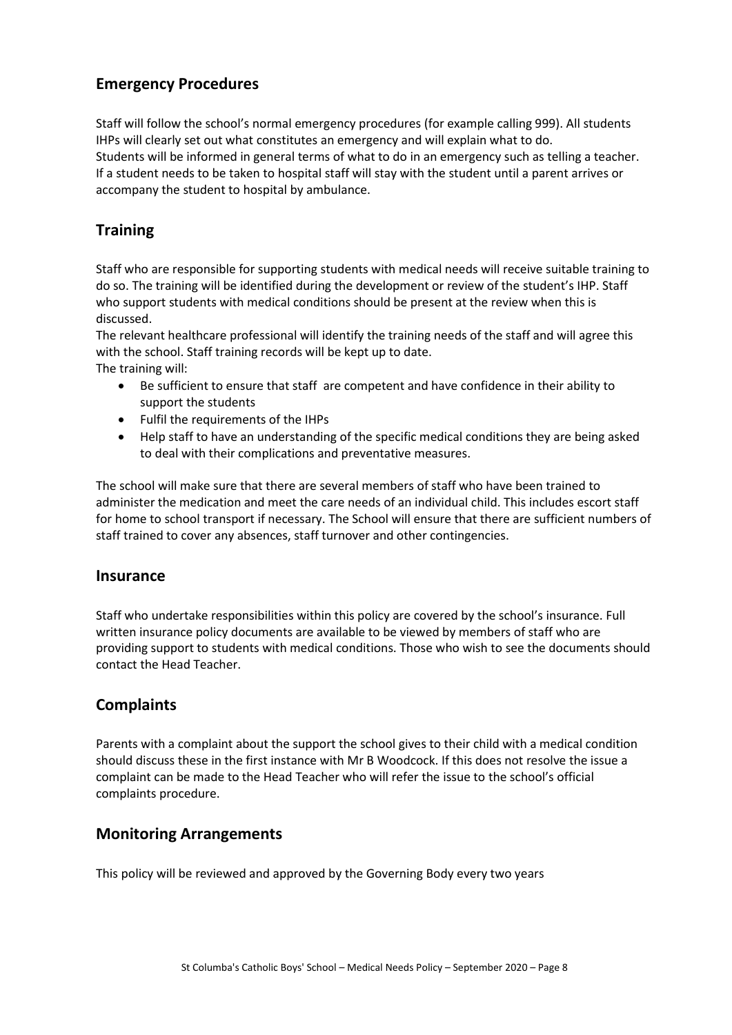## Emergency Procedures

Staff will follow the school's normal emergency procedures (for example calling 999). All students IHPs will clearly set out what constitutes an emergency and will explain what to do.
Students will be informed in general terms of what to do in an emergency such as telling a teacher.
If a student needs to be taken to hospital staff will stay with the student until a parent arrives or accompany the student to hospital by ambulance.

## Training

Staff who are responsible for supporting students with medical needs will receive suitable training to do so. The training will be identified during the development or review of the student's IHP. Staff who support students with medical conditions should be present at the review when this is discussed.
The relevant healthcare professional will identify the training needs of the staff and will agree this with the school. Staff training records will be kept up to date.
The training will:

- Be sufficient to ensure that staff are competent and have confidence in their ability to support the students
- Fulfil the requirements of the IHPs
- Help staff to have an understanding of the specific medical conditions they are being asked to deal with their complications and preventative measures.

The school will make sure that there are several members of staff who have been trained to administer the medication and meet the care needs of an individual child. This includes escort staff for home to school transport if necessary. The School will ensure that there are sufficient numbers of staff trained to cover any absences, staff turnover and other contingencies.

## Insurance

Staff who undertake responsibilities within this policy are covered by the school's insurance. Full written insurance policy documents are available to be viewed by members of staff who are providing support to students with medical conditions. Those who wish to see the documents should contact the Head Teacher.

## Complaints

Parents with a complaint about the support the school gives to their child with a medical condition should discuss these in the first instance with Mr B Woodcock. If this does not resolve the issue a complaint can be made to the Head Teacher who will refer the issue to the school's official complaints procedure.

## Monitoring Arrangements

This policy will be reviewed and approved by the Governing Body every two years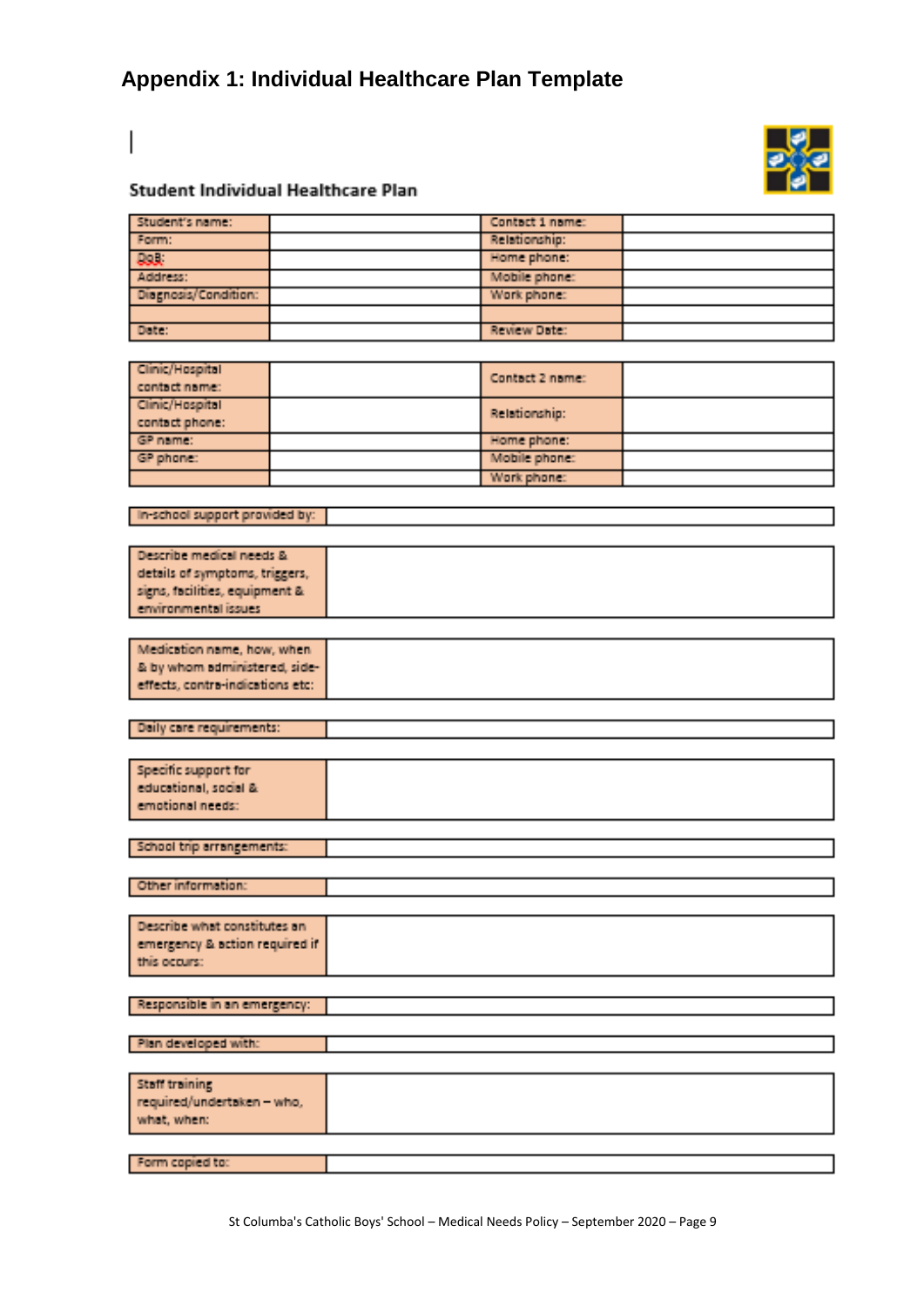# Appendix 1: Individual Healthcare Plan Template

## Student Individual Healthcare Plan

| Student's name: | | Contact 1 name: | |
|---|---|---|---|
| Form: | | Relationship: | |
| DoB: | | Home phone: | |
| Address: | | Mobile phone: | |
| Diagnosis/Condition: | | Work phone: | |
| | | | |
| Date: | | Review Date: | |

| Clinic/Hospital contact name: | | Contact 2 name: | |
|---|---|---|---|
| Clinic/Hospital contact phone: | | Relationship: | |
| GP name: | | Home phone: | |
| GP phone: | | Mobile phone: | |
| | | Work phone: | |

| In-school support provided by: | |
|---|---|

| Describe medical needs & details of symptoms, triggers, signs, facilities, equipment & environmental issues | |
|---|---|

| Medication name, how, when & by whom administered, side-effects, contra-indications etc: | |
|---|---|

| Daily care requirements: | |
|---|---|

| Specific support for educational, social & emotional needs: | |
|---|---|

| School trip arrangements: | |
|---|---|

| Other information: | |
|---|---|

| Describe what constitutes an emergency & action required if this occurs: | |
|---|---|

| Responsible in an emergency: | |
|---|---|

| Plan developed with: | |
|---|---|

| Staff training required/undertaken – who, what, when: | |
|---|---|

| Form copied to: | |
|---|---|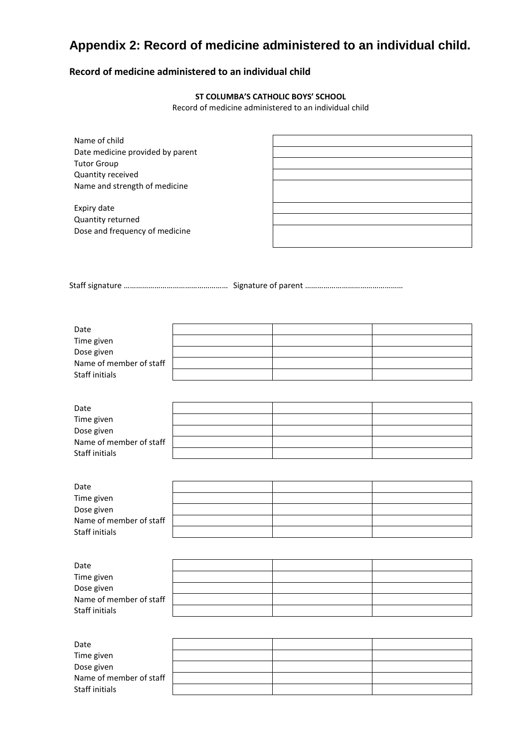## Appendix 2: Record of medicine administered to an individual child.

### Record of medicine administered to an individual child

**ST COLUMBA'S CATHOLIC BOYS' SCHOOL**

Record of medicine administered to an individual child

| | |
|---|---|
| Name of child | |
| Date medicine provided by parent | |
| Tutor Group | |
| Quantity received | |
| Name and strength of medicine | |
| Expiry date | |
| Quantity returned | |
| Dose and frequency of medicine | |

Staff signature ………………………………………… Signature of parent ………………………………………

| | | | |
|---|---|---|---|
| Date | | | |
| Time given | | | |
| Dose given | | | |
| Name of member of staff | | | |
| Staff initials | | | |

| | | | |
|---|---|---|---|
| Date | | | |
| Time given | | | |
| Dose given | | | |
| Name of member of staff | | | |
| Staff initials | | | |

| | | | |
|---|---|---|---|
| Date | | | |
| Time given | | | |
| Dose given | | | |
| Name of member of staff | | | |
| Staff initials | | | |

| | | | |
|---|---|---|---|
| Date | | | |
| Time given | | | |
| Dose given | | | |
| Name of member of staff | | | |
| Staff initials | | | |

| | | | |
|---|---|---|---|
| Date | | | |
| Time given | | | |
| Dose given | | | |
| Name of member of staff | | | |
| Staff initials | | | |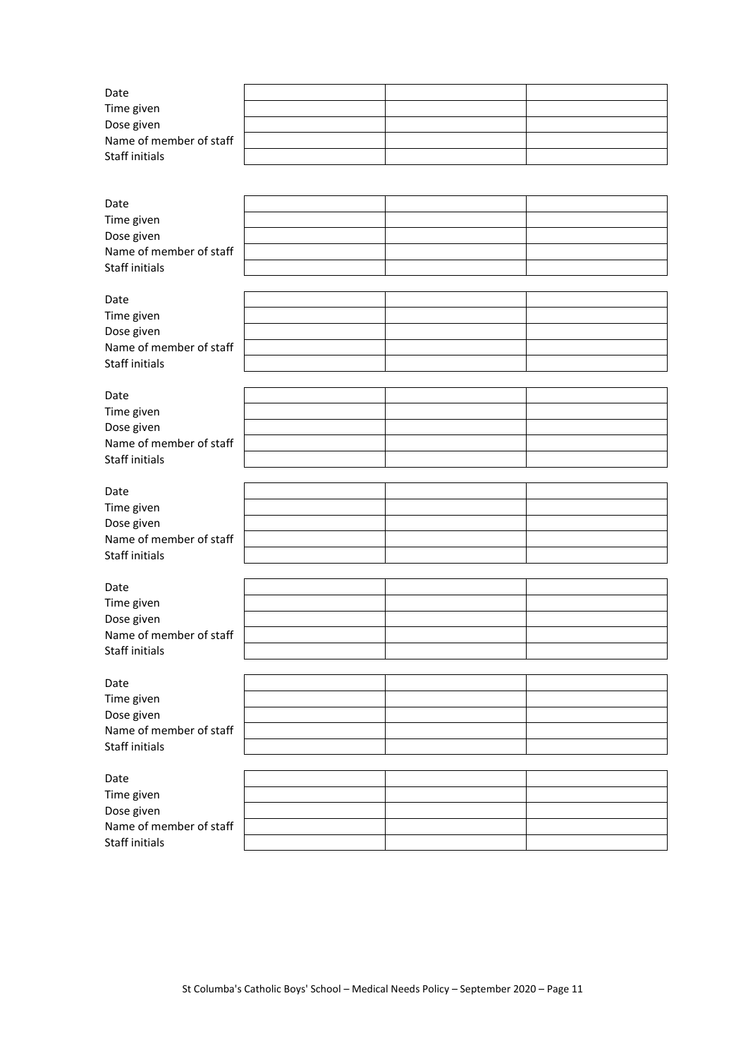| Date | | | |
|---|---|---|---|
| Time given | | | |
| Dose given | | | |
| Name of member of staff | | | |
| Staff initials | | | |

| Date | | | |
|---|---|---|---|
| Time given | | | |
| Dose given | | | |
| Name of member of staff | | | |
| Staff initials | | | |

| Date | | | |
|---|---|---|---|
| Time given | | | |
| Dose given | | | |
| Name of member of staff | | | |
| Staff initials | | | |

| Date | | | |
|---|---|---|---|
| Time given | | | |
| Dose given | | | |
| Name of member of staff | | | |
| Staff initials | | | |

| Date | | | |
|---|---|---|---|
| Time given | | | |
| Dose given | | | |
| Name of member of staff | | | |
| Staff initials | | | |

| Date | | | |
|---|---|---|---|
| Time given | | | |
| Dose given | | | |
| Name of member of staff | | | |
| Staff initials | | | |

| Date | | | |
|---|---|---|---|
| Time given | | | |
| Dose given | | | |
| Name of member of staff | | | |
| Staff initials | | | |

| Date | | | |
|---|---|---|---|
| Time given | | | |
| Dose given | | | |
| Name of member of staff | | | |
| Staff initials | | | |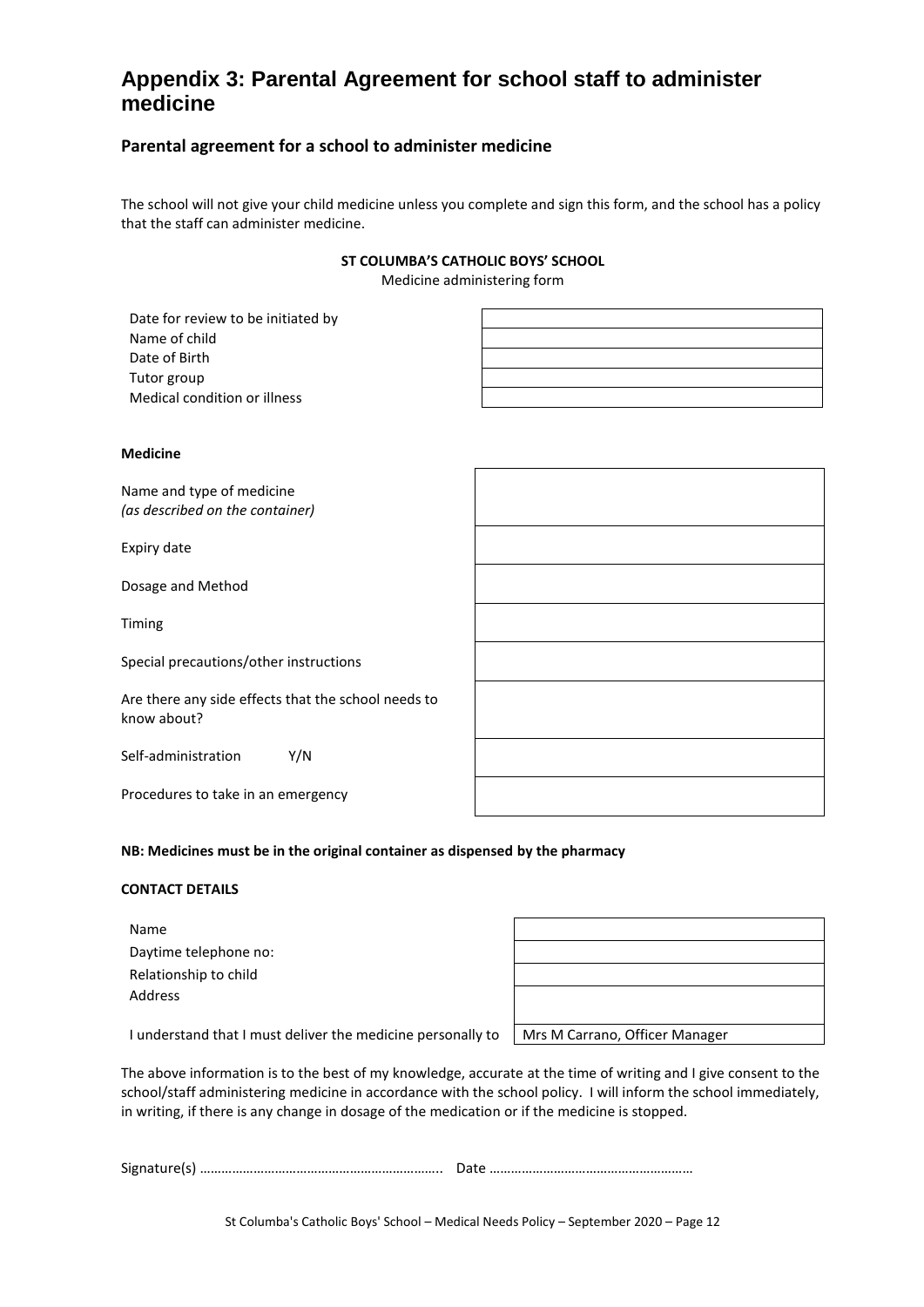# Appendix 3: Parental Agreement for school staff to administer medicine

## Parental agreement for a school to administer medicine

The school will not give your child medicine unless you complete and sign this form, and the school has a policy that the staff can administer medicine.

**ST COLUMBA'S CATHOLIC BOYS' SCHOOL**

Medicine administering form

| | |
|---|---|
| Date for review to be initiated by | |
| Name of child | |
| Date of Birth | |
| Tutor group | |
| Medical condition or illness | |

**Medicine**

| | |
|---|---|
| Name and type of medicine *(as described on the container)* | |
| Expiry date | |
| Dosage and Method | |
| Timing | |
| Special precautions/other instructions | |
| Are there any side effects that the school needs to know about? | |
| Self-administration Y/N | |
| Procedures to take in an emergency | |

**NB: Medicines must be in the original container as dispensed by the pharmacy**

**CONTACT DETAILS**

| | |
|---|---|
| Name | |
| Daytime telephone no: | |
| Relationship to child | |
| Address | |
| I understand that I must deliver the medicine personally to | Mrs M Carrano, Officer Manager |

The above information is to the best of my knowledge, accurate at the time of writing and I give consent to the school/staff administering medicine in accordance with the school policy. I will inform the school immediately, in writing, if there is any change in dosage of the medication or if the medicine is stopped.

Signature(s) ………………………………………………………….. Date ………………………………………………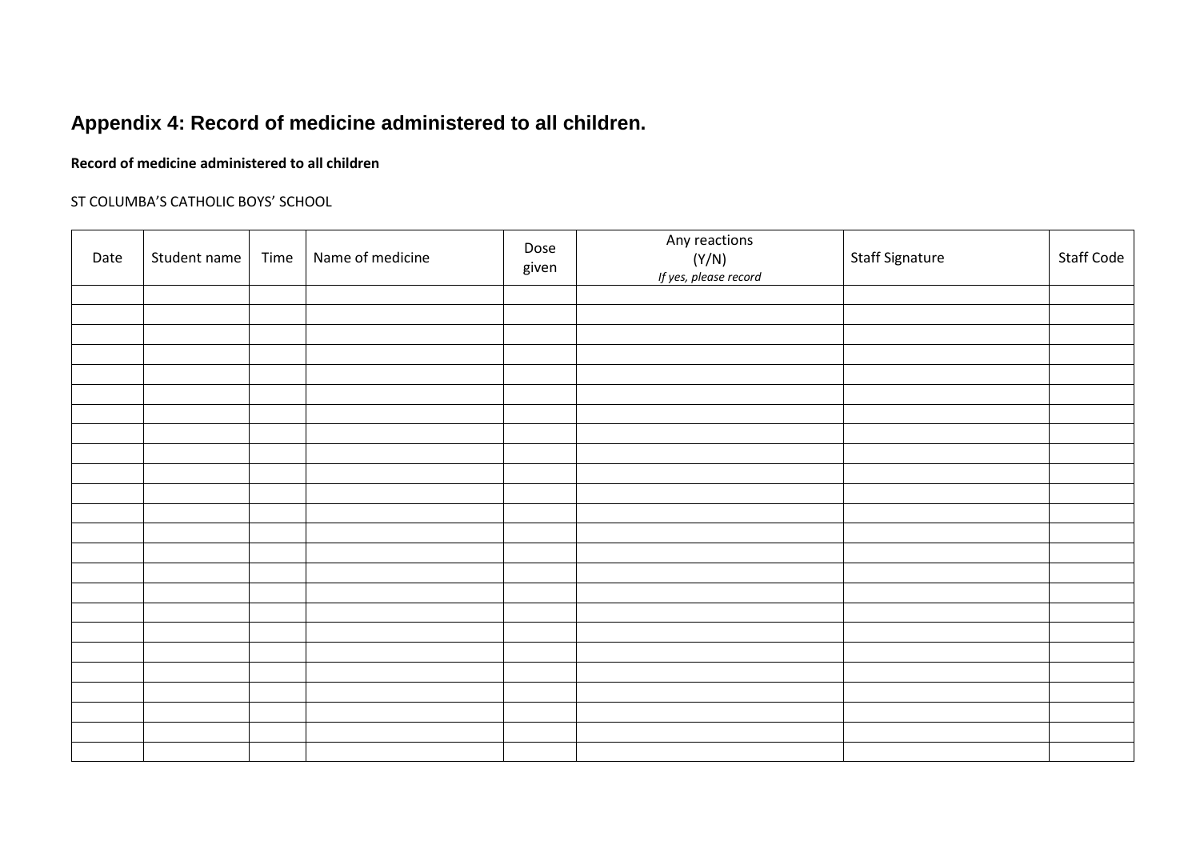## Appendix 4: Record of medicine administered to all children.

**Record of medicine administered to all children**

ST COLUMBA'S CATHOLIC BOYS' SCHOOL

| Date | Student name | Time | Name of medicine | Dose given | Any reactions (Y/N) *If yes, please record* | Staff Signature | Staff Code |
|---|---|---|---|---|---|---|---|
| | | | | | | | |
| | | | | | | | |
| | | | | | | | |
| | | | | | | | |
| | | | | | | | |
| | | | | | | | |
| | | | | | | | |
| | | | | | | | |
| | | | | | | | |
| | | | | | | | |
| | | | | | | | |
| | | | | | | | |
| | | | | | | | |
| | | | | | | | |
| | | | | | | | |
| | | | | | | | |
| | | | | | | | |
| | | | | | | | |
| | | | | | | | |
| | | | | | | | |
| | | | | | | | |
| | | | | | | | |
| | | | | | | | |
| | | | | | | | |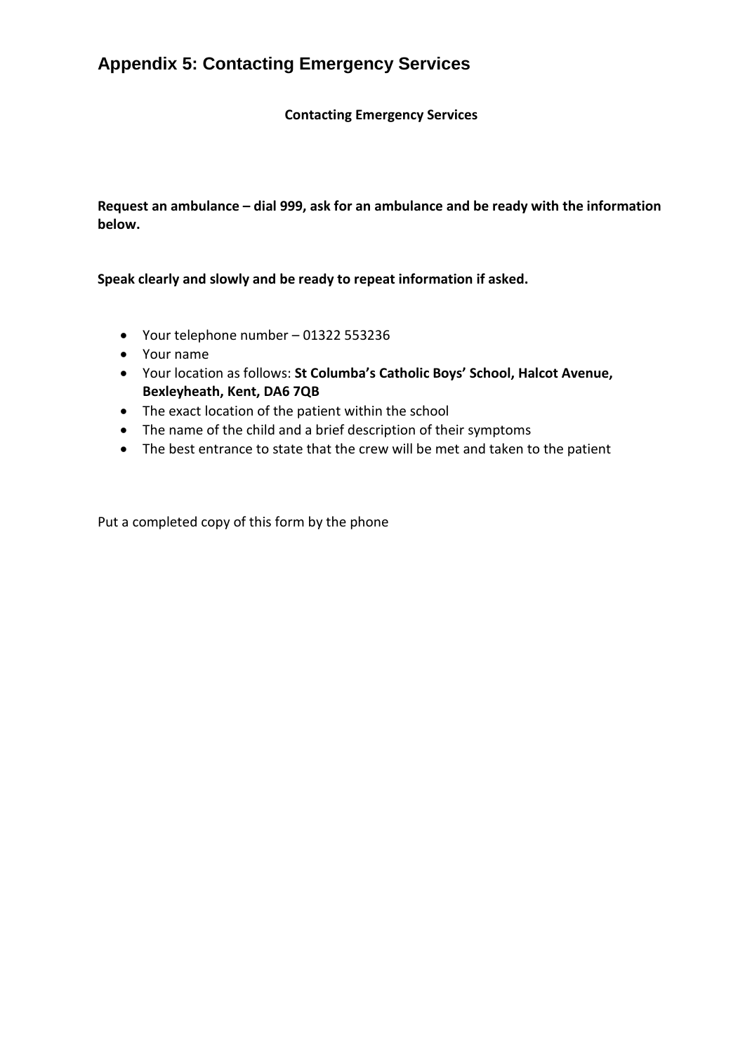# Appendix 5: Contacting Emergency Services

**Contacting Emergency Services**

**Request an ambulance – dial 999, ask for an ambulance and be ready with the information below.**

**Speak clearly and slowly and be ready to repeat information if asked.**

- Your telephone number – 01322 553236
- Your name
- Your location as follows: **St Columba's Catholic Boys' School, Halcot Avenue, Bexleyheath, Kent, DA6 7QB**
- The exact location of the patient within the school
- The name of the child and a brief description of their symptoms
- The best entrance to state that the crew will be met and taken to the patient

Put a completed copy of this form by the phone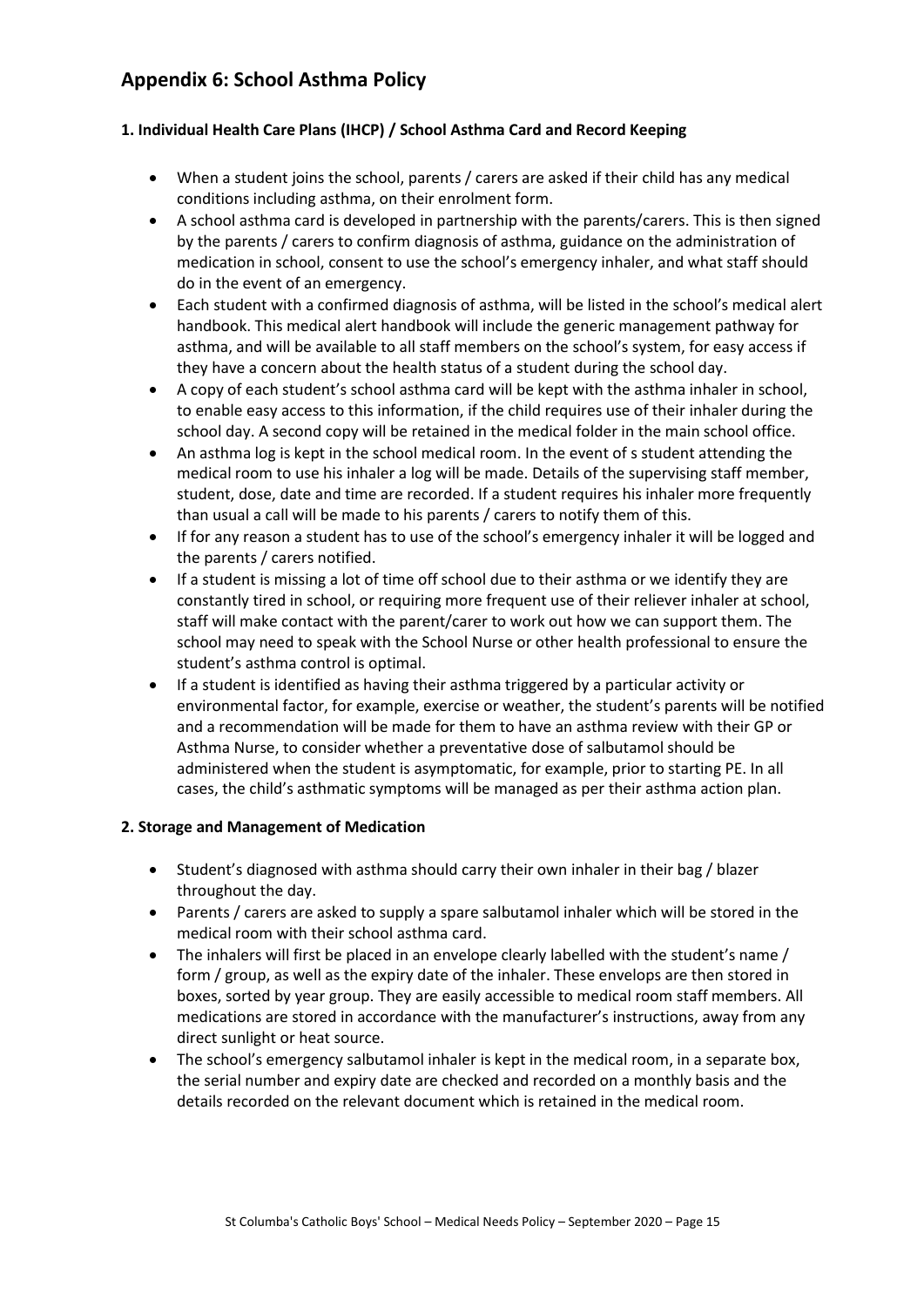## Appendix 6: School Asthma Policy

### 1. Individual Health Care Plans (IHCP) / School Asthma Card and Record Keeping

- When a student joins the school, parents / carers are asked if their child has any medical conditions including asthma, on their enrolment form.
- A school asthma card is developed in partnership with the parents/carers. This is then signed by the parents / carers to confirm diagnosis of asthma, guidance on the administration of medication in school, consent to use the school's emergency inhaler, and what staff should do in the event of an emergency.
- Each student with a confirmed diagnosis of asthma, will be listed in the school's medical alert handbook. This medical alert handbook will include the generic management pathway for asthma, and will be available to all staff members on the school's system, for easy access if they have a concern about the health status of a student during the school day.
- A copy of each student's school asthma card will be kept with the asthma inhaler in school, to enable easy access to this information, if the child requires use of their inhaler during the school day. A second copy will be retained in the medical folder in the main school office.
- An asthma log is kept in the school medical room. In the event of s student attending the medical room to use his inhaler a log will be made. Details of the supervising staff member, student, dose, date and time are recorded. If a student requires his inhaler more frequently than usual a call will be made to his parents / carers to notify them of this.
- If for any reason a student has to use of the school's emergency inhaler it will be logged and the parents / carers notified.
- If a student is missing a lot of time off school due to their asthma or we identify they are constantly tired in school, or requiring more frequent use of their reliever inhaler at school, staff will make contact with the parent/carer to work out how we can support them. The school may need to speak with the School Nurse or other health professional to ensure the student's asthma control is optimal.
- If a student is identified as having their asthma triggered by a particular activity or environmental factor, for example, exercise or weather, the student's parents will be notified and a recommendation will be made for them to have an asthma review with their GP or Asthma Nurse, to consider whether a preventative dose of salbutamol should be administered when the student is asymptomatic, for example, prior to starting PE. In all cases, the child's asthmatic symptoms will be managed as per their asthma action plan.

### 2. Storage and Management of Medication

- Student's diagnosed with asthma should carry their own inhaler in their bag / blazer throughout the day.
- Parents / carers are asked to supply a spare salbutamol inhaler which will be stored in the medical room with their school asthma card.
- The inhalers will first be placed in an envelope clearly labelled with the student's name / form / group, as well as the expiry date of the inhaler. These envelops are then stored in boxes, sorted by year group. They are easily accessible to medical room staff members. All medications are stored in accordance with the manufacturer's instructions, away from any direct sunlight or heat source.
- The school's emergency salbutamol inhaler is kept in the medical room, in a separate box, the serial number and expiry date are checked and recorded on a monthly basis and the details recorded on the relevant document which is retained in the medical room.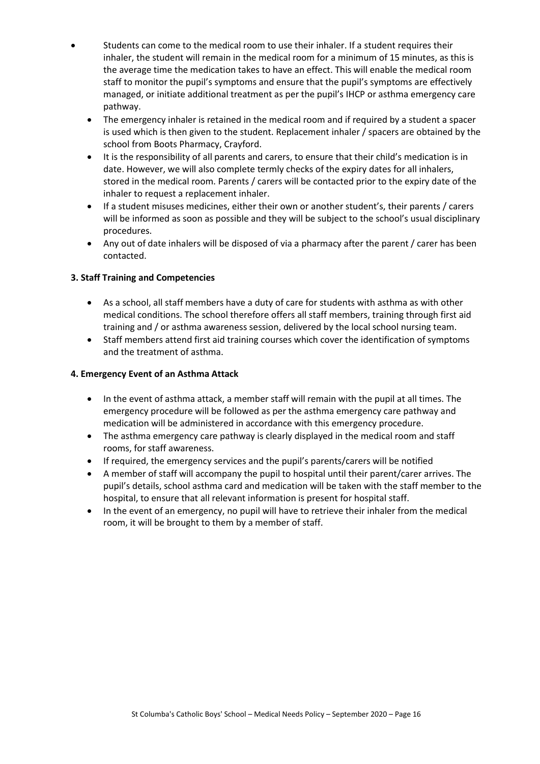- Students can come to the medical room to use their inhaler. If a student requires their inhaler, the student will remain in the medical room for a minimum of 15 minutes, as this is the average time the medication takes to have an effect. This will enable the medical room staff to monitor the pupil's symptoms and ensure that the pupil's symptoms are effectively managed, or initiate additional treatment as per the pupil's IHCP or asthma emergency care pathway.
  - The emergency inhaler is retained in the medical room and if required by a student a spacer is used which is then given to the student. Replacement inhaler / spacers are obtained by the school from Boots Pharmacy, Crayford.
  - It is the responsibility of all parents and carers, to ensure that their child's medication is in date. However, we will also complete termly checks of the expiry dates for all inhalers, stored in the medical room. Parents / carers will be contacted prior to the expiry date of the inhaler to request a replacement inhaler.
  - If a student misuses medicines, either their own or another student's, their parents / carers will be informed as soon as possible and they will be subject to the school's usual disciplinary procedures.
  - Any out of date inhalers will be disposed of via a pharmacy after the parent / carer has been contacted.

**3. Staff Training and Competencies**

- As a school, all staff members have a duty of care for students with asthma as with other medical conditions. The school therefore offers all staff members, training through first aid training and / or asthma awareness session, delivered by the local school nursing team.
- Staff members attend first aid training courses which cover the identification of symptoms and the treatment of asthma.

**4. Emergency Event of an Asthma Attack**

- In the event of asthma attack, a member staff will remain with the pupil at all times. The emergency procedure will be followed as per the asthma emergency care pathway and medication will be administered in accordance with this emergency procedure.
- The asthma emergency care pathway is clearly displayed in the medical room and staff rooms, for staff awareness.
- If required, the emergency services and the pupil's parents/carers will be notified
- A member of staff will accompany the pupil to hospital until their parent/carer arrives. The pupil's details, school asthma card and medication will be taken with the staff member to the hospital, to ensure that all relevant information is present for hospital staff.
- In the event of an emergency, no pupil will have to retrieve their inhaler from the medical room, it will be brought to them by a member of staff.